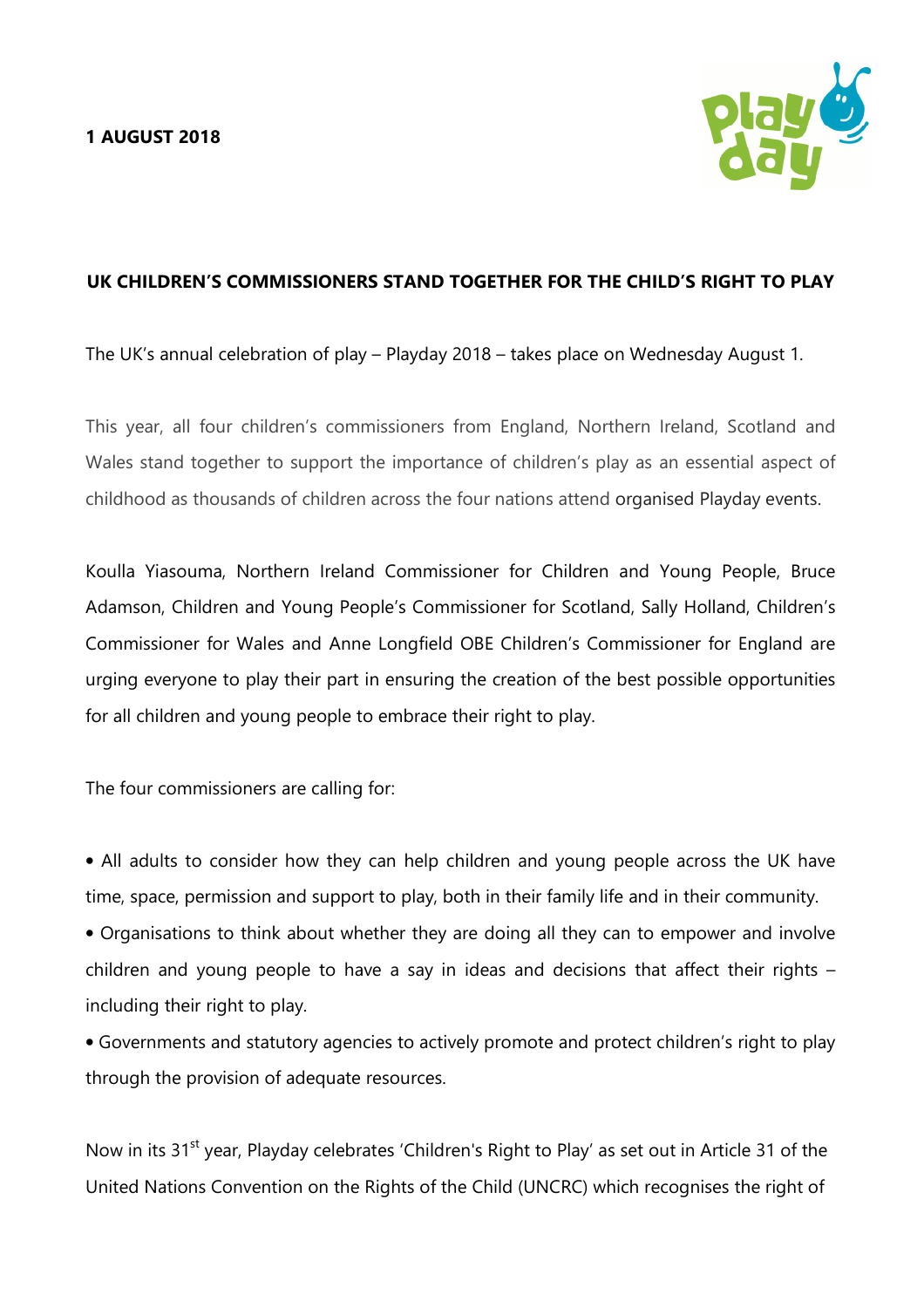**1 AUGUST 2018**

## UK CHILDREN'S COMMISSIONERS STAND TOGETHER FOR THE CHILD'S RIGHT TO PLAY

The UK's annual celebration of play – Playday 2018 – takes place on Wednesday August 1.

This year, all four children's commissioners from England, Northern Ireland, Scotland and Wales stand together to support the importance of children's play as an essential aspect of childhood as thousands of children across the four nations attend organised Playday events.

Koulla Yiasouma, Northern Ireland Commissioner for Children and Young People, Bruce Adamson, Children and Young People's Commissioner for Scotland, Sally Holland, Children's Commissioner for Wales and Anne Longfield OBE Children's Commissioner for England are urging everyone to play their part in ensuring the creation of the best possible opportunities for all children and young people to embrace their right to play.

The four commissioners are calling for:

- All adults to consider how they can help children and young people across the UK have time, space, permission and support to play, both in their family life and in their community.
- Organisations to think about whether they are doing all they can to empower and involve children and young people to have a say in ideas and decisions that affect their rights – including their right to play.
- Governments and statutory agencies to actively promote and protect children's right to play through the provision of adequate resources.

Now in its 31st year, Playday celebrates 'Children's Right to Play' as set out in Article 31 of the United Nations Convention on the Rights of the Child (UNCRC) which recognises the right of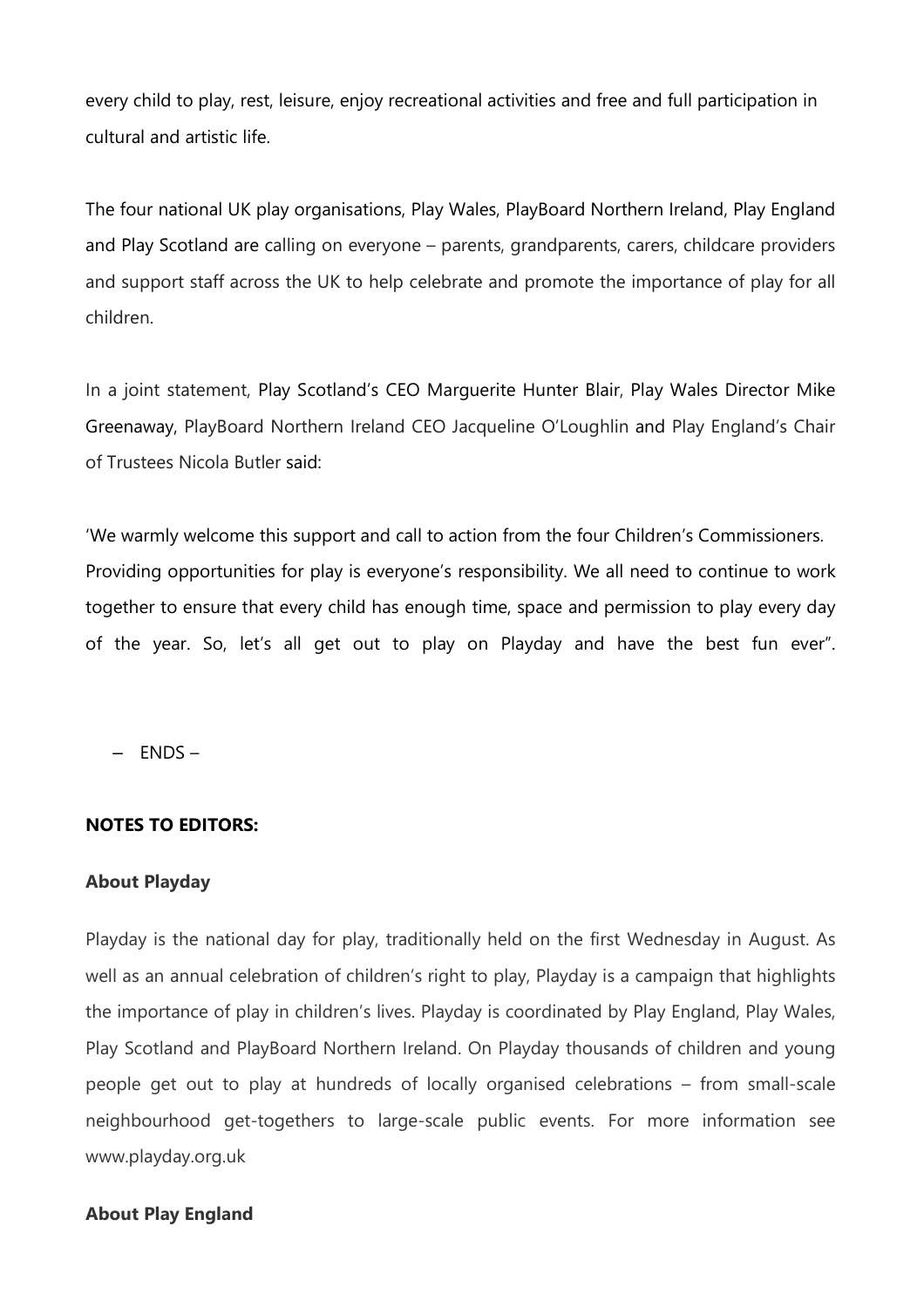every child to play, rest, leisure, enjoy recreational activities and free and full participation in cultural and artistic life.

The four national UK play organisations, Play Wales, PlayBoard Northern Ireland, Play England and Play Scotland are calling on everyone – parents, grandparents, carers, childcare providers and support staff across the UK to help celebrate and promote the importance of play for all children.

In a joint statement, Play Scotland's CEO Marguerite Hunter Blair, Play Wales Director Mike Greenaway, PlayBoard Northern Ireland CEO Jacqueline O'Loughlin and Play England's Chair of Trustees Nicola Butler said:

'We warmly welcome this support and call to action from the four Children's Commissioners. Providing opportunities for play is everyone's responsibility. We all need to continue to work together to ensure that every child has enough time, space and permission to play every day of the year. So, let's all get out to play on Playday and have the best fun ever".

– ENDS –

**NOTES TO EDITORS:**

**About Playday**

Playday is the national day for play, traditionally held on the first Wednesday in August. As well as an annual celebration of children's right to play, Playday is a campaign that highlights the importance of play in children's lives. Playday is coordinated by Play England, Play Wales, Play Scotland and PlayBoard Northern Ireland. On Playday thousands of children and young people get out to play at hundreds of locally organised celebrations – from small-scale neighbourhood get-togethers to large-scale public events. For more information see www.playday.org.uk

**About Play England**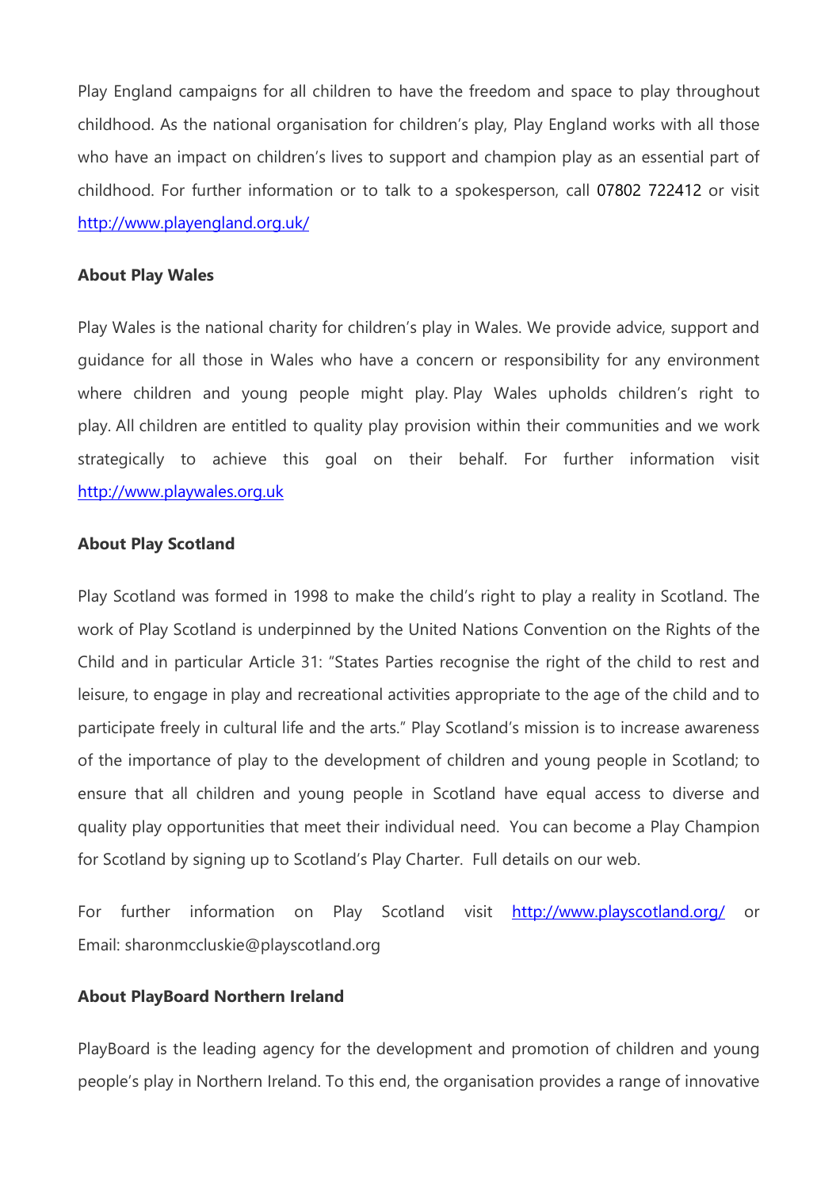Play England campaigns for all children to have the freedom and space to play throughout childhood. As the national organisation for children's play, Play England works with all those who have an impact on children's lives to support and champion play as an essential part of childhood. For further information or to talk to a spokesperson, call 07802 722412 or visit http://www.playengland.org.uk/

**About Play Wales**

Play Wales is the national charity for children's play in Wales. We provide advice, support and guidance for all those in Wales who have a concern or responsibility for any environment where children and young people might play. Play Wales upholds children's right to play. All children are entitled to quality play provision within their communities and we work strategically to achieve this goal on their behalf. For further information visit http://www.playwales.org.uk

**About Play Scotland**

Play Scotland was formed in 1998 to make the child's right to play a reality in Scotland. The work of Play Scotland is underpinned by the United Nations Convention on the Rights of the Child and in particular Article 31: "States Parties recognise the right of the child to rest and leisure, to engage in play and recreational activities appropriate to the age of the child and to participate freely in cultural life and the arts." Play Scotland's mission is to increase awareness of the importance of play to the development of children and young people in Scotland; to ensure that all children and young people in Scotland have equal access to diverse and quality play opportunities that meet their individual need. You can become a Play Champion for Scotland by signing up to Scotland's Play Charter. Full details on our web.

For further information on Play Scotland visit http://www.playscotland.org/ or Email: sharonmccluskie@playscotland.org

**About PlayBoard Northern Ireland**

PlayBoard is the leading agency for the development and promotion of children and young people's play in Northern Ireland. To this end, the organisation provides a range of innovative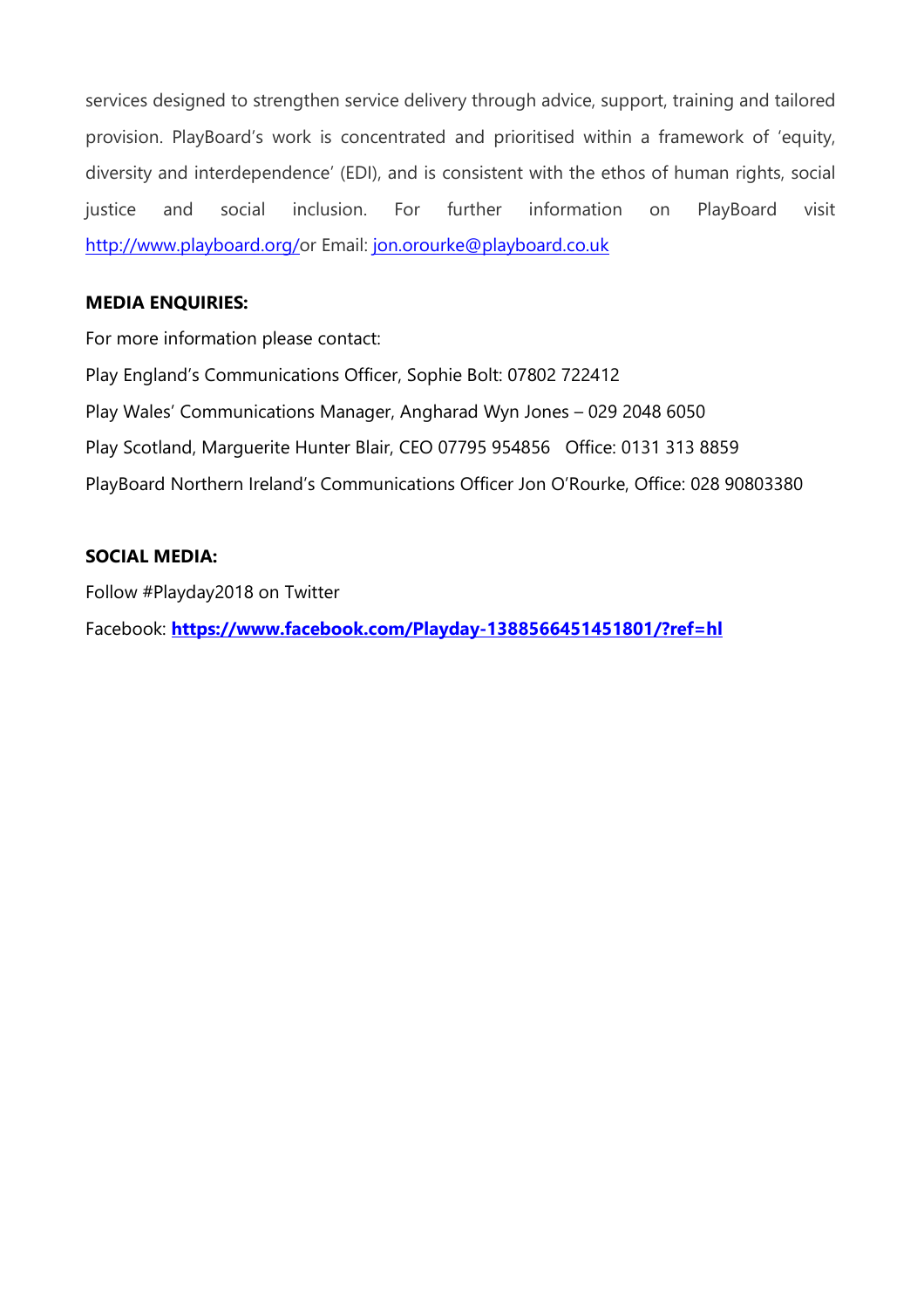services designed to strengthen service delivery through advice, support, training and tailored provision. PlayBoard's work is concentrated and prioritised within a framework of 'equity, diversity and interdependence' (EDI), and is consistent with the ethos of human rights, social justice and social inclusion. For further information on PlayBoard visit http://www.playboard.org/or Email: jon.orourke@playboard.co.uk

**MEDIA ENQUIRIES:**

For more information please contact:

Play England's Communications Officer, Sophie Bolt: 07802 722412

Play Wales' Communications Manager, Angharad Wyn Jones – 029 2048 6050

Play Scotland, Marguerite Hunter Blair, CEO 07795 954856 Office: 0131 313 8859

PlayBoard Northern Ireland's Communications Officer Jon O'Rourke, Office: 028 90803380

**SOCIAL MEDIA:**

Follow #Playday2018 on Twitter

Facebook: **https://www.facebook.com/Playday-1388566451451801/?ref=hl**